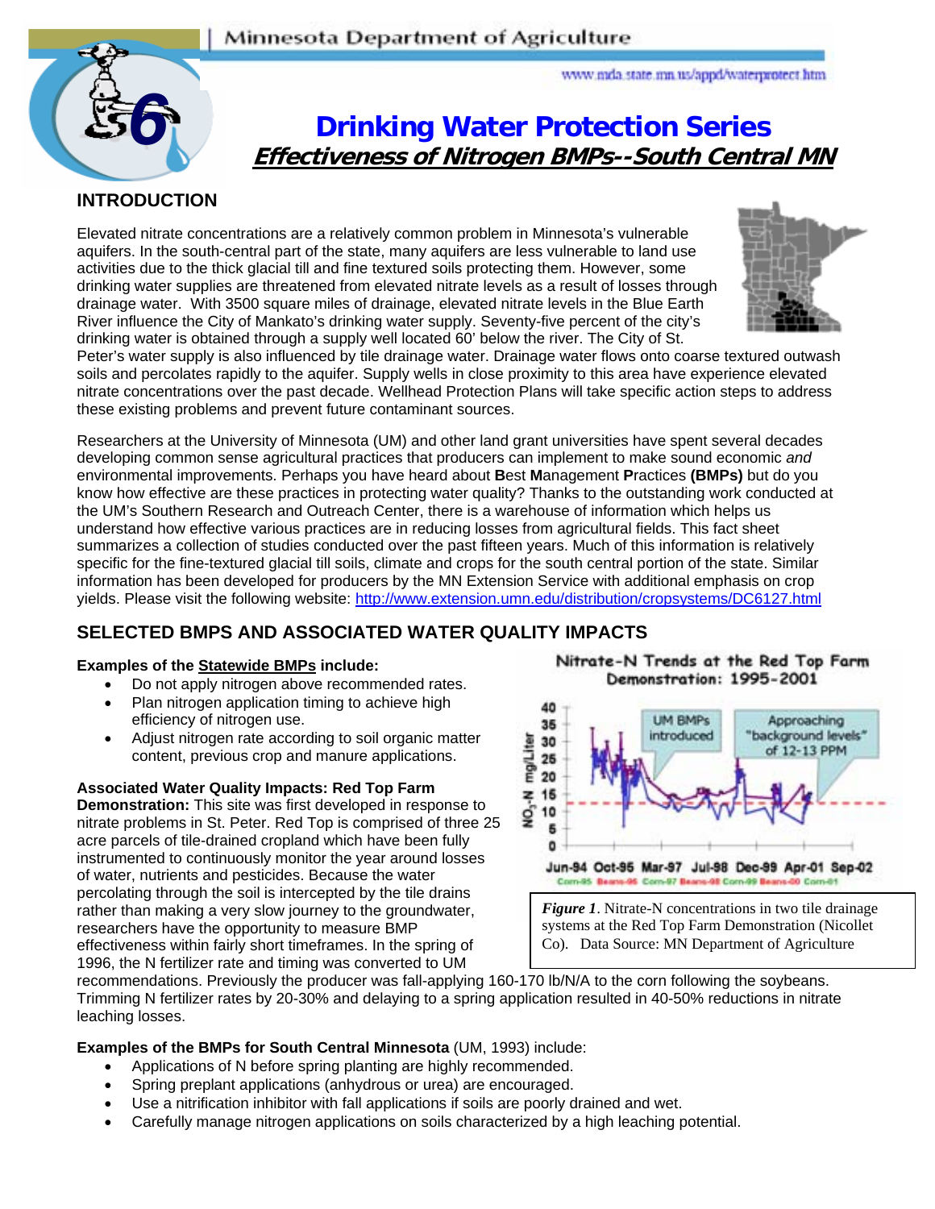Minnesota Department of Agriculture

www.mda.state.mn.us/appd/waterprotect.htm

# Drinking Water Protection Series

## *Effectiveness of Nitrogen BMPs--South Central MN*

### INTRODUCTION

Elevated nitrate concentrations are a relatively common problem in Minnesota's vulnerable aquifers. In the south-central part of the state, many aquifers are less vulnerable to land use activities due to the thick glacial till and fine textured soils protecting them. However, some drinking water supplies are threatened from elevated nitrate levels as a result of losses through drainage water. With 3500 square miles of drainage, elevated nitrate levels in the Blue Earth River influence the City of Mankato's drinking water supply. Seventy-five percent of the city's drinking water is obtained through a supply well located 60' below the river. The City of St. Peter's water supply is also influenced by tile drainage water. Drainage water flows onto coarse textured outwash soils and percolates rapidly to the aquifer. Supply wells in close proximity to this area have experience elevated nitrate concentrations over the past decade. Wellhead Protection Plans will take specific action steps to address these existing problems and prevent future contaminant sources.

Researchers at the University of Minnesota (UM) and other land grant universities have spent several decades developing common sense agricultural practices that producers can implement to make sound economic *and* environmental improvements. Perhaps you have heard about **B**est **M**anagement **P**ractices **(BMPs)** but do you know how effective are these practices in protecting water quality? Thanks to the outstanding work conducted at the UM's Southern Research and Outreach Center, there is a warehouse of information which helps us understand how effective various practices are in reducing losses from agricultural fields. This fact sheet summarizes a collection of studies conducted over the past fifteen years. Much of this information is relatively specific for the fine-textured glacial till soils, climate and crops for the south central portion of the state. Similar information has been developed for producers by the MN Extension Service with additional emphasis on crop yields. Please visit the following website: http://www.extension.umn.edu/distribution/cropsystems/DC6127.html

### SELECTED BMPS AND ASSOCIATED WATER QUALITY IMPACTS

**Examples of the Statewide BMPs include:**

- Do not apply nitrogen above recommended rates.
- Plan nitrogen application timing to achieve high efficiency of nitrogen use.
- Adjust nitrogen rate according to soil organic matter content, previous crop and manure applications.

**Associated Water Quality Impacts: Red Top Farm Demonstration:** This site was first developed in response to nitrate problems in St. Peter. Red Top is comprised of three 25 acre parcels of tile-drained cropland which have been fully instrumented to continuously monitor the year around losses of water, nutrients and pesticides. Because the water percolating through the soil is intercepted by the tile drains rather than making a very slow journey to the groundwater, researchers have the opportunity to measure BMP effectiveness within fairly short timeframes. In the spring of 1996, the N fertilizer rate and timing was converted to UM recommendations. Previously the producer was fall-applying 160-170 lb/N/A to the corn following the soybeans. Trimming N fertilizer rates by 20-30% and delaying to a spring application resulted in 40-50% reductions in nitrate leaching losses.

*Figure 1*. Nitrate-N concentrations in two tile drainage systems at the Red Top Farm Demonstration (Nicollet Co). Data Source: MN Department of Agriculture

**Examples of the BMPs for South Central Minnesota** (UM, 1993) include:

- Applications of N before spring planting are highly recommended.
- Spring preplant applications (anhydrous or urea) are encouraged.
- Use a nitrification inhibitor with fall applications if soils are poorly drained and wet.
- Carefully manage nitrogen applications on soils characterized by a high leaching potential.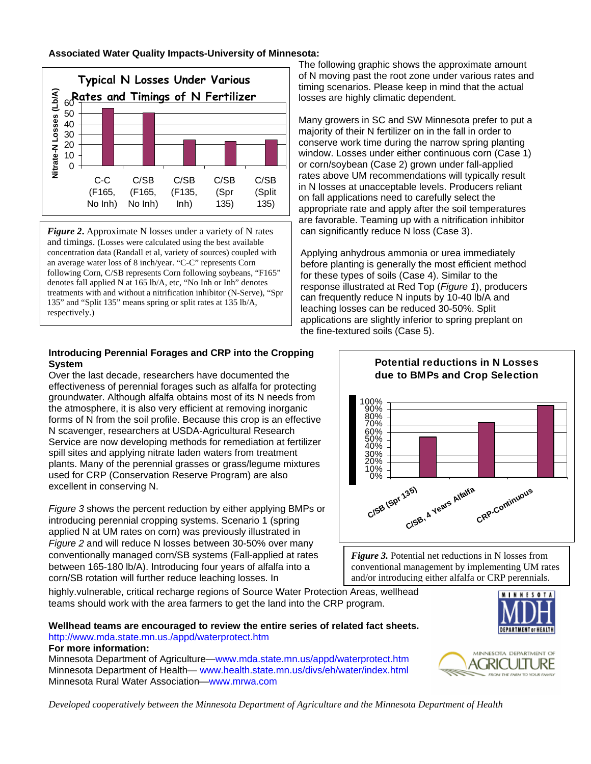**Associated Water Quality Impacts-University of Minnesota:**

Typical N Losses Under Various Rates and Timings of N Fertilizer

Nitrate-N Losses (Lb/A)

60
50
40
30
20
10
0

C-C (F165, No Inh)
C/SB (F165, No Inh)
C/SB (F135, Inh)
C/SB (Spr 135)
C/SB (Split 135)

***Figure 2*****.** Approximate N losses under a variety of N rates and timings. (Losses were calculated using the best available concentration data (Randall et al, variety of sources) coupled with an average water loss of 8 inch/year. "C-C" represents Corn following Corn, C/SB represents Corn following soybeans, "F165" denotes fall applied N at 165 lb/A, etc, "No Inh or Inh" denotes treatments with and without a nitrification inhibitor (N-Serve), "Spr 135" and "Split 135" means spring or split rates at 135 lb/A, respectively.)

The following graphic shows the approximate amount of N moving past the root zone under various rates and timing scenarios. Please keep in mind that the actual losses are highly climatic dependent.

Many growers in SC and SW Minnesota prefer to put a majority of their N fertilizer on in the fall in order to conserve work time during the narrow spring planting window. Losses under either continuous corn (Case 1) or corn/soybean (Case 2) grown under fall-applied rates above UM recommendations will typically result in N losses at unacceptable levels. Producers reliant on fall applications need to carefully select the appropriate rate and apply after the soil temperatures are favorable. Teaming up with a nitrification inhibitor can significantly reduce N loss (Case 3).

Applying anhydrous ammonia or urea immediately before planting is generally the most efficient method for these types of soils (Case 4). Similar to the response illustrated at Red Top (*Figure 1*), producers can frequently reduce N inputs by 10-40 lb/A and leaching losses can be reduced 30-50%. Split applications are slightly inferior to spring preplant on the fine-textured soils (Case 5).

**Introducing Perennial Forages and CRP into the Cropping System**

Over the last decade, researchers have documented the effectiveness of perennial forages such as alfalfa for protecting groundwater. Although alfalfa obtains most of its N needs from the atmosphere, it is also very efficient at removing inorganic forms of N from the soil profile. Because this crop is an effective N scavenger, researchers at USDA-Agricultural Research Service are now developing methods for remediation at fertilizer spill sites and applying nitrate laden waters from treatment plants. Many of the perennial grasses or grass/legume mixtures used for CRP (Conservation Reserve Program) are also excellent in conserving N.

*Figure 3* shows the percent reduction by either applying BMPs or introducing perennial cropping systems. Scenario 1 (spring applied N at UM rates on corn) was previously illustrated in *Figure 2* and will reduce N losses between 30-50% over many conventionally managed corn/SB systems (Fall-applied at rates between 165-180 lb/A). Introducing four years of alfalfa into a corn/SB rotation will further reduce leaching losses. In highly.vulnerable, critical recharge regions of Source Water Protection Areas, wellhead teams should work with the area farmers to get the land into the CRP program.

**Potential reductions in N Losses due to BMPs and Crop Selection**

100%
90%
80%
70%
60%
50%
40%
30%
20%
10%
0%

C/SB (Spr 135)
C/SB, 4 Years Alfalfa
CRP-Continuous

***Figure 3.*** Potential net reductions in N losses from conventional management by implementing UM rates and/or introducing either alfalfa or CRP perennials.

**Wellhead teams are encouraged to review the entire series of related fact sheets.**
http://www.mda.state.mn.us./appd/waterprotect.htm

**For more information:**
Minnesota Department of Agriculture—www.mda.state.mn.us/appd/waterprotect.htm
Minnesota Department of Health— www.health.state.mn.us/divs/eh/water/index.html
Minnesota Rural Water Association—www.mrwa.com

*Developed cooperatively between the Minnesota Department of Agriculture and the Minnesota Department of Health*